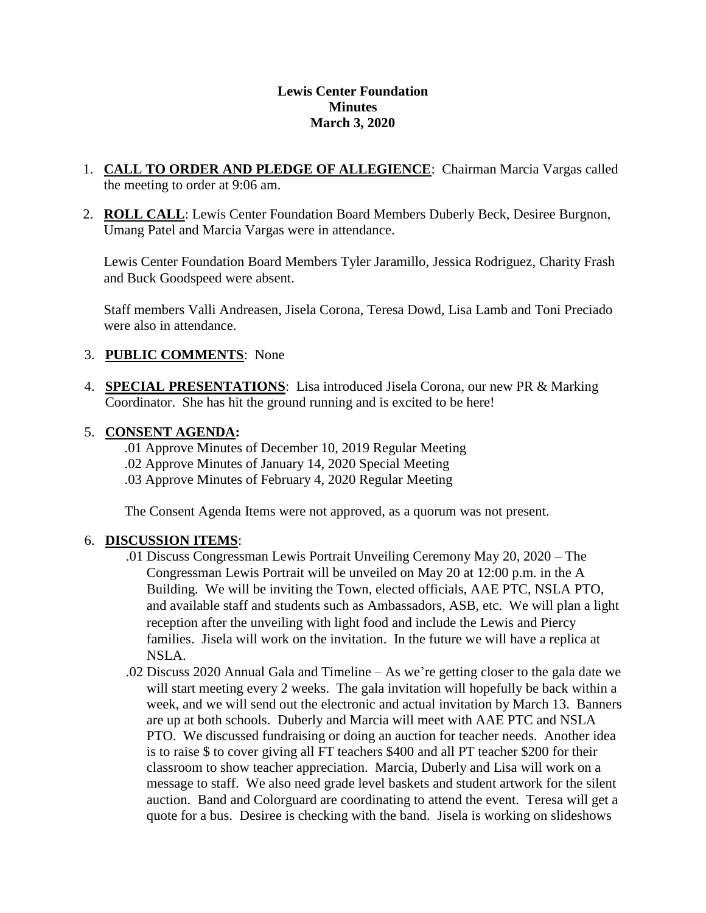# Lewis Center Foundation
## Minutes
## March 3, 2020

1. **CALL TO ORDER AND PLEDGE OF ALLEGIENCE**: Chairman Marcia Vargas called the meeting to order at 9:06 am.

2. **ROLL CALL**: Lewis Center Foundation Board Members Duberly Beck, Desiree Burgnon, Umang Patel and Marcia Vargas were in attendance.

   Lewis Center Foundation Board Members Tyler Jaramillo, Jessica Rodriguez, Charity Frash and Buck Goodspeed were absent.

   Staff members Valli Andreasen, Jisela Corona, Teresa Dowd, Lisa Lamb and Toni Preciado were also in attendance.

3. **PUBLIC COMMENTS**: None

4. **SPECIAL PRESENTATIONS**: Lisa introduced Jisela Corona, our new PR & Marking Coordinator. She has hit the ground running and is excited to be here!

5. **CONSENT AGENDA:**

   .01 Approve Minutes of December 10, 2019 Regular Meeting
   .02 Approve Minutes of January 14, 2020 Special Meeting
   .03 Approve Minutes of February 4, 2020 Regular Meeting

   The Consent Agenda Items were not approved, as a quorum was not present.

6. **DISCUSSION ITEMS**:

   .01 Discuss Congressman Lewis Portrait Unveiling Ceremony May 20, 2020 – The Congressman Lewis Portrait will be unveiled on May 20 at 12:00 p.m. in the A Building. We will be inviting the Town, elected officials, AAE PTC, NSLA PTO, and available staff and students such as Ambassadors, ASB, etc. We will plan a light reception after the unveiling with light food and include the Lewis and Piercy families. Jisela will work on the invitation. In the future we will have a replica at NSLA.

   .02 Discuss 2020 Annual Gala and Timeline – As we're getting closer to the gala date we will start meeting every 2 weeks. The gala invitation will hopefully be back within a week, and we will send out the electronic and actual invitation by March 13. Banners are up at both schools. Duberly and Marcia will meet with AAE PTC and NSLA PTO. We discussed fundraising or doing an auction for teacher needs. Another idea is to raise $ to cover giving all FT teachers $400 and all PT teacher $200 for their classroom to show teacher appreciation. Marcia, Duberly and Lisa will work on a message to staff. We also need grade level baskets and student artwork for the silent auction. Band and Colorguard are coordinating to attend the event. Teresa will get a quote for a bus. Desiree is checking with the band. Jisela is working on slideshows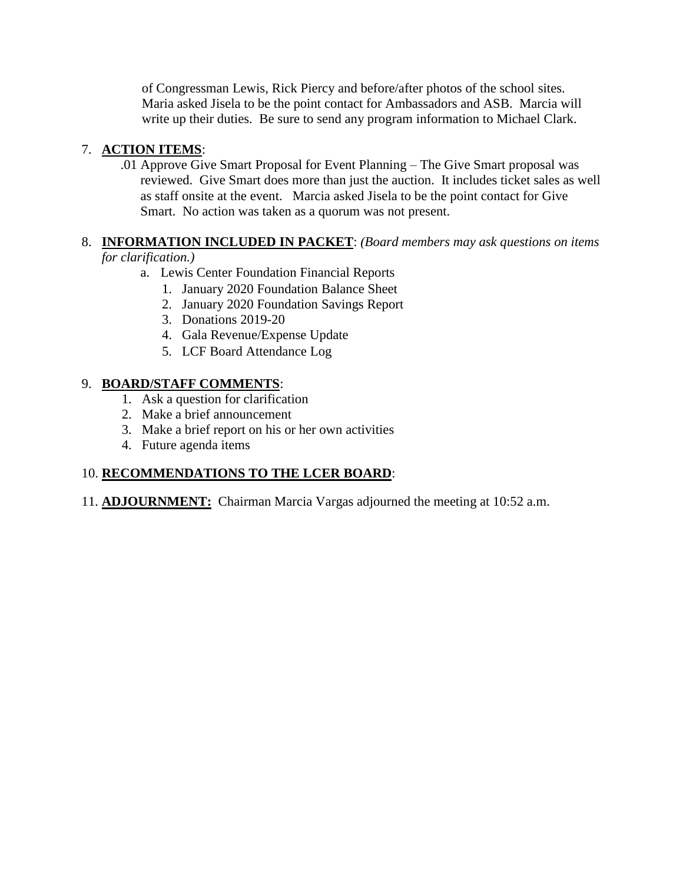of Congressman Lewis, Rick Piercy and before/after photos of the school sites. Maria asked Jisela to be the point contact for Ambassadors and ASB. Marcia will write up their duties. Be sure to send any program information to Michael Clark.

7. **ACTION ITEMS**:

   .01 Approve Give Smart Proposal for Event Planning – The Give Smart proposal was reviewed. Give Smart does more than just the auction. It includes ticket sales as well as staff onsite at the event. Marcia asked Jisela to be the point contact for Give Smart. No action was taken as a quorum was not present.

8. **INFORMATION INCLUDED IN PACKET**: *(Board members may ask questions on items for clarification.)*

   a. Lewis Center Foundation Financial Reports
      1. January 2020 Foundation Balance Sheet
      2. January 2020 Foundation Savings Report
      3. Donations 2019-20
      4. Gala Revenue/Expense Update
      5. LCF Board Attendance Log

9. **BOARD/STAFF COMMENTS**:
   1. Ask a question for clarification
   2. Make a brief announcement
   3. Make a brief report on his or her own activities
   4. Future agenda items

10. **RECOMMENDATIONS TO THE LCER BOARD**:

11. **ADJOURNMENT:** Chairman Marcia Vargas adjourned the meeting at 10:52 a.m.